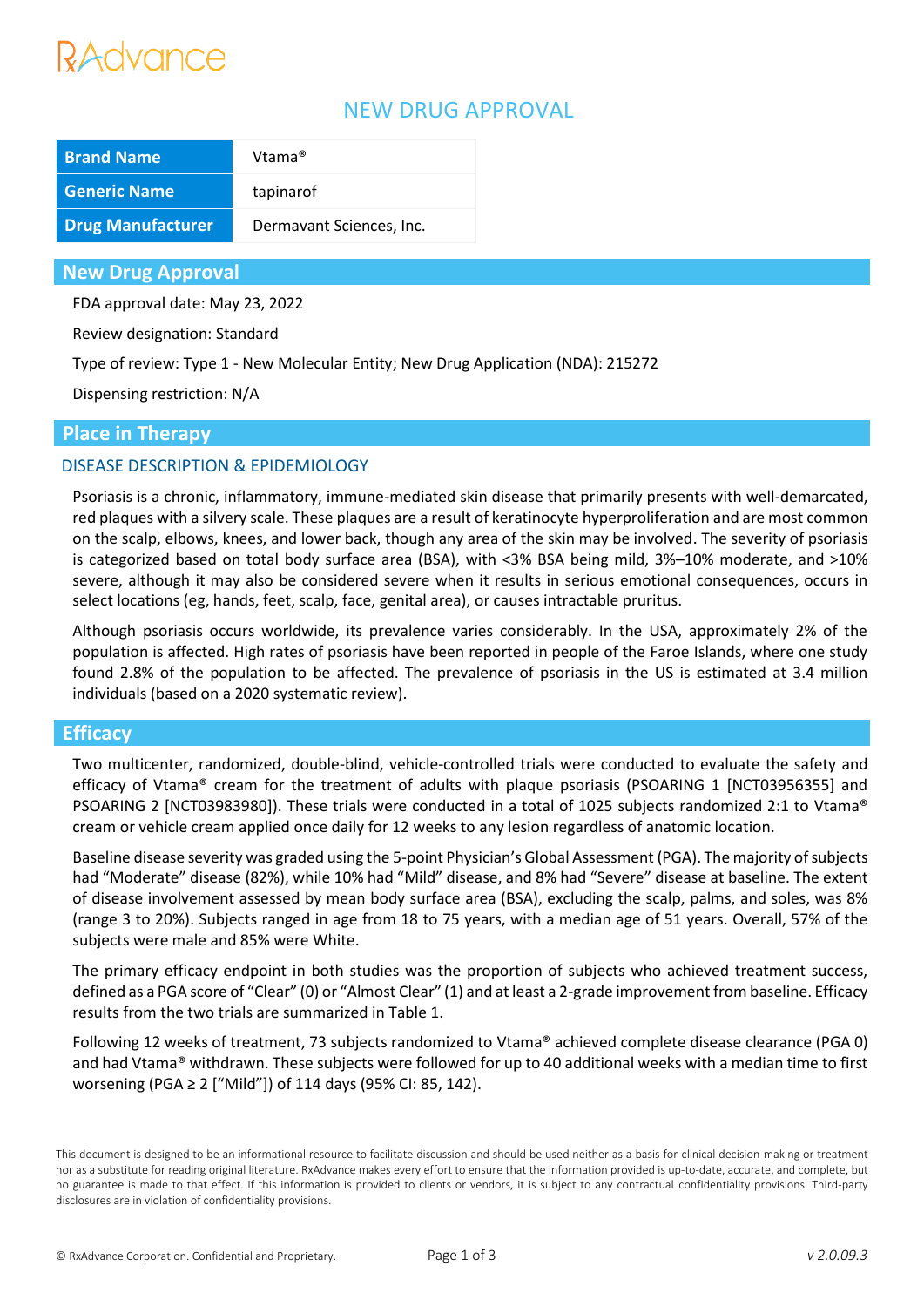RxAdvance

# NEW DRUG APPROVAL

| Brand Name | Vtama® |
|---|---|
| Generic Name | tapinarof |
| Drug Manufacturer | Dermavant Sciences, Inc. |

## New Drug Approval

FDA approval date: May 23, 2022

Review designation: Standard

Type of review: Type 1 - New Molecular Entity; New Drug Application (NDA): 215272

Dispensing restriction: N/A

## Place in Therapy

### DISEASE DESCRIPTION & EPIDEMIOLOGY

Psoriasis is a chronic, inflammatory, immune-mediated skin disease that primarily presents with well-demarcated, red plaques with a silvery scale. These plaques are a result of keratinocyte hyperproliferation and are most common on the scalp, elbows, knees, and lower back, though any area of the skin may be involved. The severity of psoriasis is categorized based on total body surface area (BSA), with <3% BSA being mild, 3%–10% moderate, and >10% severe, although it may also be considered severe when it results in serious emotional consequences, occurs in select locations (eg, hands, feet, scalp, face, genital area), or causes intractable pruritus.

Although psoriasis occurs worldwide, its prevalence varies considerably. In the USA, approximately 2% of the population is affected. High rates of psoriasis have been reported in people of the Faroe Islands, where one study found 2.8% of the population to be affected. The prevalence of psoriasis in the US is estimated at 3.4 million individuals (based on a 2020 systematic review).

## Efficacy

Two multicenter, randomized, double-blind, vehicle-controlled trials were conducted to evaluate the safety and efficacy of Vtama® cream for the treatment of adults with plaque psoriasis (PSOARING 1 [NCT03956355] and PSOARING 2 [NCT03983980]). These trials were conducted in a total of 1025 subjects randomized 2:1 to Vtama® cream or vehicle cream applied once daily for 12 weeks to any lesion regardless of anatomic location.

Baseline disease severity was graded using the 5-point Physician's Global Assessment (PGA). The majority of subjects had "Moderate" disease (82%), while 10% had "Mild" disease, and 8% had "Severe" disease at baseline. The extent of disease involvement assessed by mean body surface area (BSA), excluding the scalp, palms, and soles, was 8% (range 3 to 20%). Subjects ranged in age from 18 to 75 years, with a median age of 51 years. Overall, 57% of the subjects were male and 85% were White.

The primary efficacy endpoint in both studies was the proportion of subjects who achieved treatment success, defined as a PGA score of "Clear" (0) or "Almost Clear" (1) and at least a 2-grade improvement from baseline. Efficacy results from the two trials are summarized in Table 1.

Following 12 weeks of treatment, 73 subjects randomized to Vtama® achieved complete disease clearance (PGA 0) and had Vtama® withdrawn. These subjects were followed for up to 40 additional weeks with a median time to first worsening (PGA ≥ 2 ["Mild"]) of 114 days (95% CI: 85, 142).

This document is designed to be an informational resource to facilitate discussion and should be used neither as a basis for clinical decision-making or treatment nor as a substitute for reading original literature. RxAdvance makes every effort to ensure that the information provided is up-to-date, accurate, and complete, but no guarantee is made to that effect. If this information is provided to clients or vendors, it is subject to any contractual confidentiality provisions. Third-party disclosures are in violation of confidentiality provisions.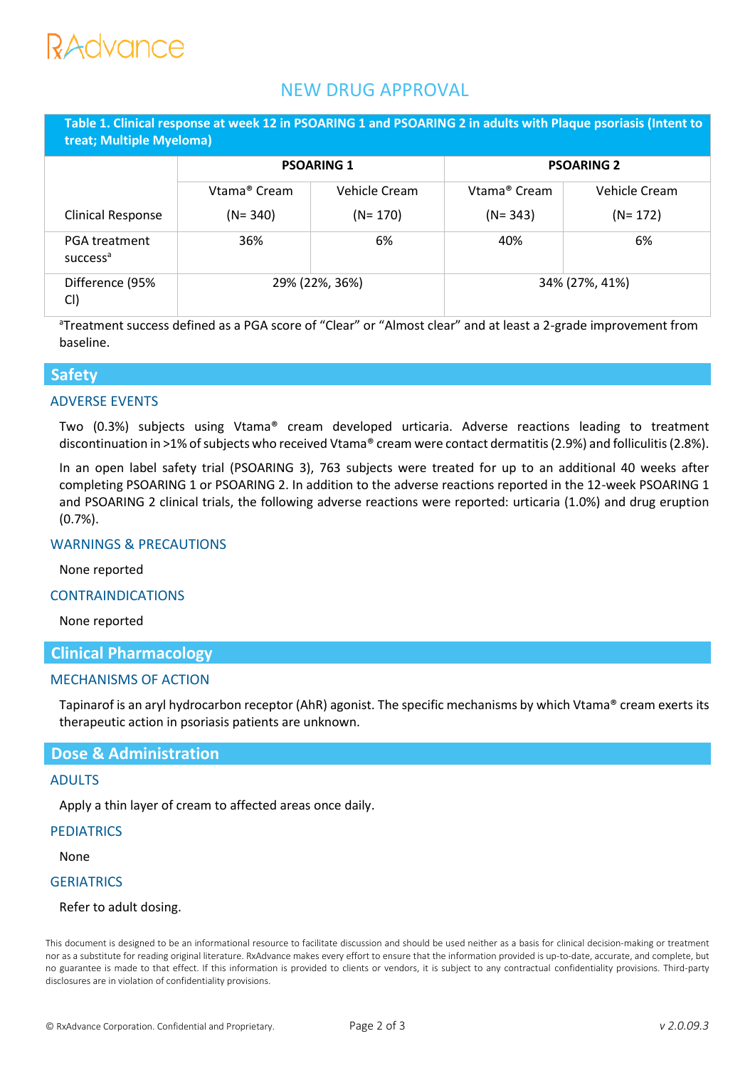# NEW DRUG APPROVAL

**Table 1. Clinical response at week 12 in PSOARING 1 and PSOARING 2 in adults with Plaque psoriasis (Intent to treat; Multiple Myeloma)**

| Clinical Response | PSOARING 1 | | PSOARING 2 | |
|---|---|---|---|---|
| | Vtama® Cream (N= 340) | Vehicle Cream (N= 170) | Vtama® Cream (N= 343) | Vehicle Cream (N= 172) |
| PGA treatment success[a] | 36% | 6% | 40% | 6% |
| Difference (95% CI) | 29% (22%, 36%) | | 34% (27%, 41%) | |

[a]Treatment success defined as a PGA score of "Clear" or "Almost clear" and at least a 2-grade improvement from baseline.

## Safety

### ADVERSE EVENTS

Two (0.3%) subjects using Vtama® cream developed urticaria. Adverse reactions leading to treatment discontinuation in >1% of subjects who received Vtama® cream were contact dermatitis (2.9%) and folliculitis (2.8%).

In an open label safety trial (PSOARING 3), 763 subjects were treated for up to an additional 40 weeks after completing PSOARING 1 or PSOARING 2. In addition to the adverse reactions reported in the 12-week PSOARING 1 and PSOARING 2 clinical trials, the following adverse reactions were reported: urticaria (1.0%) and drug eruption (0.7%).

### WARNINGS & PRECAUTIONS

None reported

### CONTRAINDICATIONS

None reported

## Clinical Pharmacology

### MECHANISMS OF ACTION

Tapinarof is an aryl hydrocarbon receptor (AhR) agonist. The specific mechanisms by which Vtama® cream exerts its therapeutic action in psoriasis patients are unknown.

## Dose & Administration

### ADULTS

Apply a thin layer of cream to affected areas once daily.

### PEDIATRICS

None

### GERIATRICS

Refer to adult dosing.

This document is designed to be an informational resource to facilitate discussion and should be used neither as a basis for clinical decision-making or treatment nor as a substitute for reading original literature. RxAdvance makes every effort to ensure that the information provided is up-to-date, accurate, and complete, but no guarantee is made to that effect. If this information is provided to clients or vendors, it is subject to any contractual confidentiality provisions. Third-party disclosures are in violation of confidentiality provisions.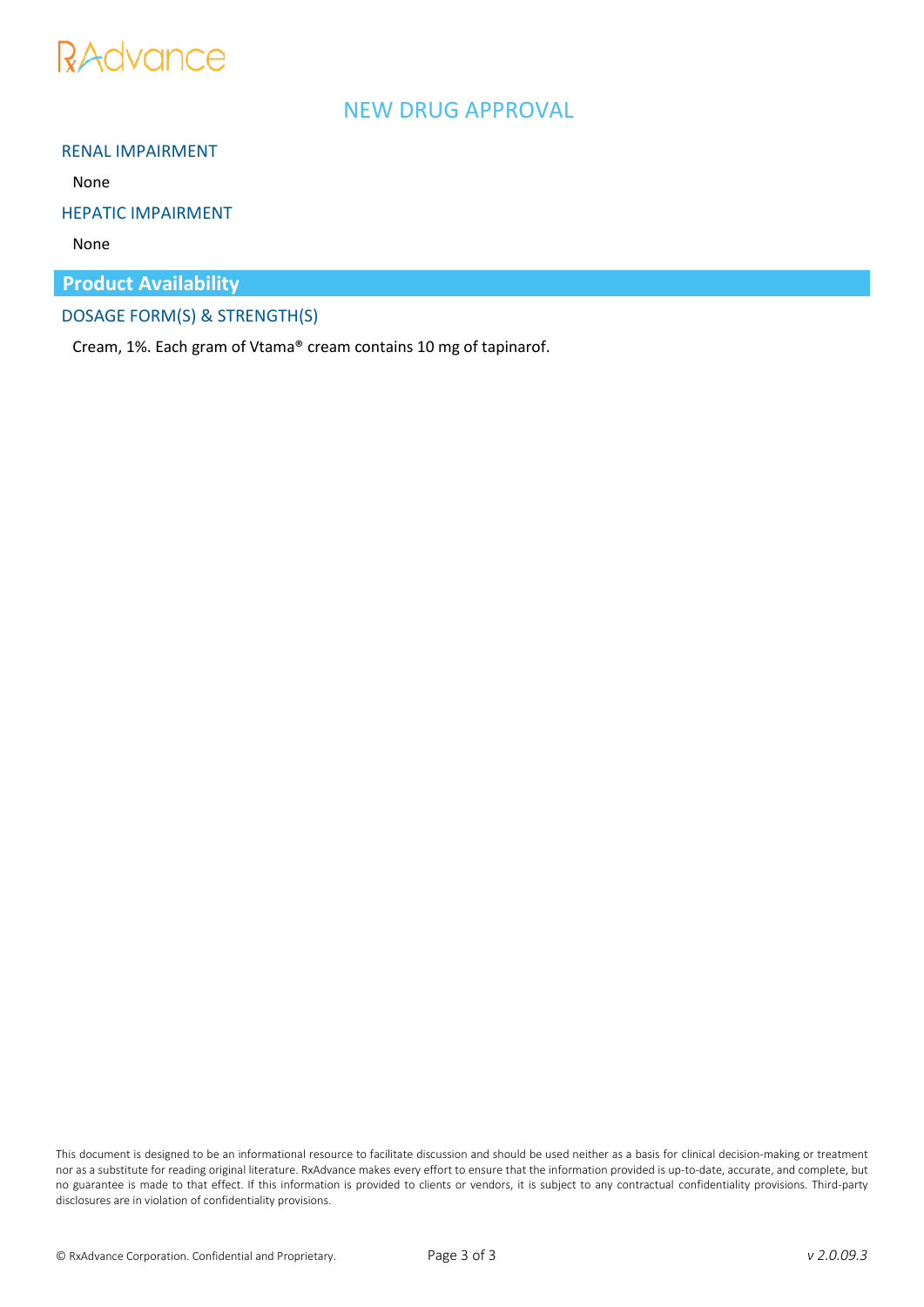## NEW DRUG APPROVAL

### RENAL IMPAIRMENT

None

### HEPATIC IMPAIRMENT

None

## Product Availability

### DOSAGE FORM(S) & STRENGTH(S)

Cream, 1%. Each gram of Vtama® cream contains 10 mg of tapinarof.

This document is designed to be an informational resource to facilitate discussion and should be used neither as a basis for clinical decision-making or treatment nor as a substitute for reading original literature. RxAdvance makes every effort to ensure that the information provided is up-to-date, accurate, and complete, but no guarantee is made to that effect. If this information is provided to clients or vendors, it is subject to any contractual confidentiality provisions. Third-party disclosures are in violation of confidentiality provisions.